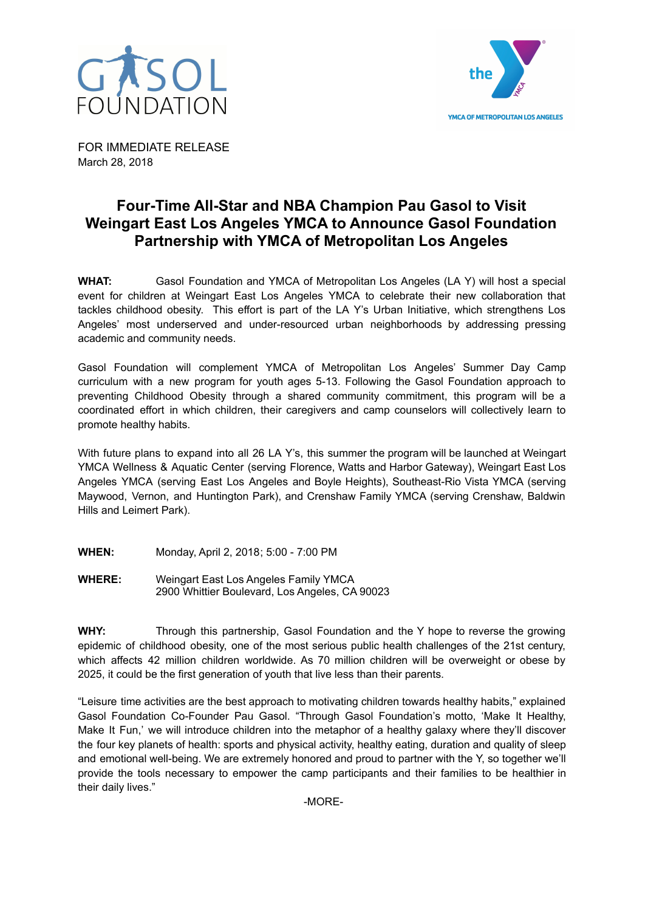FOR IMMEDIATE RELEASE
March 28, 2018

# Four-Time All-Star and NBA Champion Pau Gasol to Visit Weingart East Los Angeles YMCA to Announce Gasol Foundation Partnership with YMCA of Metropolitan Los Angeles

**WHAT:** Gasol Foundation and YMCA of Metropolitan Los Angeles (LA Y) will host a special event for children at Weingart East Los Angeles YMCA to celebrate their new collaboration that tackles childhood obesity. This effort is part of the LA Y's Urban Initiative, which strengthens Los Angeles' most underserved and under-resourced urban neighborhoods by addressing pressing academic and community needs.

Gasol Foundation will complement YMCA of Metropolitan Los Angeles' Summer Day Camp curriculum with a new program for youth ages 5-13. Following the Gasol Foundation approach to preventing Childhood Obesity through a shared community commitment, this program will be a coordinated effort in which children, their caregivers and camp counselors will collectively learn to promote healthy habits.

With future plans to expand into all 26 LA Y's, this summer the program will be launched at Weingart YMCA Wellness & Aquatic Center (serving Florence, Watts and Harbor Gateway), Weingart East Los Angeles YMCA (serving East Los Angeles and Boyle Heights), Southeast-Rio Vista YMCA (serving Maywood, Vernon, and Huntington Park), and Crenshaw Family YMCA (serving Crenshaw, Baldwin Hills and Leimert Park).

**WHEN:** Monday, April 2, 2018; 5:00 - 7:00 PM

**WHERE:** Weingart East Los Angeles Family YMCA
2900 Whittier Boulevard, Los Angeles, CA 90023

**WHY:** Through this partnership, Gasol Foundation and the Y hope to reverse the growing epidemic of childhood obesity, one of the most serious public health challenges of the 21st century, which affects 42 million children worldwide. As 70 million children will be overweight or obese by 2025, it could be the first generation of youth that live less than their parents.

"Leisure time activities are the best approach to motivating children towards healthy habits," explained Gasol Foundation Co-Founder Pau Gasol. "Through Gasol Foundation's motto, 'Make It Healthy, Make It Fun,' we will introduce children into the metaphor of a healthy galaxy where they'll discover the four key planets of health: sports and physical activity, healthy eating, duration and quality of sleep and emotional well-being. We are extremely honored and proud to partner with the Y, so together we'll provide the tools necessary to empower the camp participants and their families to be healthier in their daily lives."

-MORE-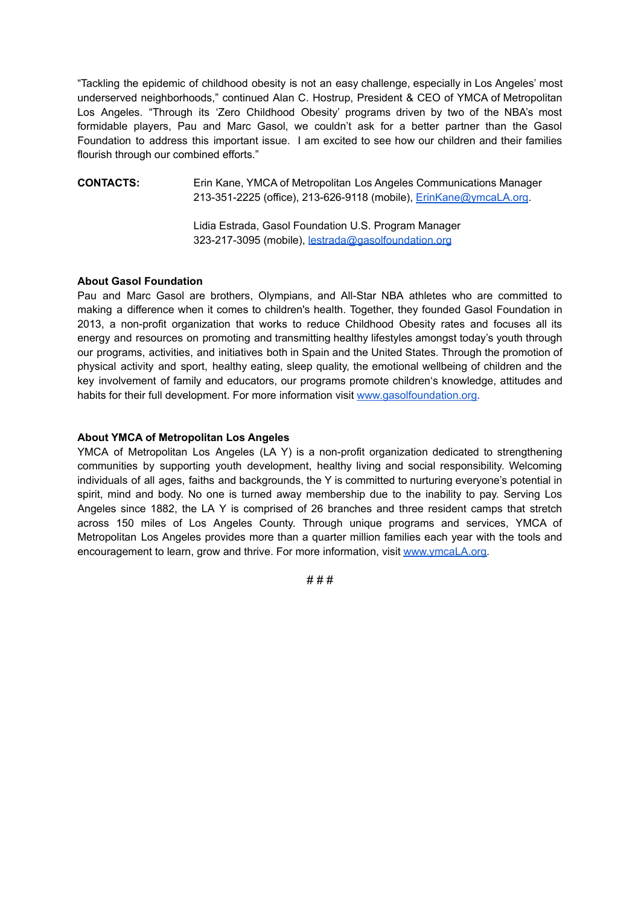"Tackling the epidemic of childhood obesity is not an easy challenge, especially in Los Angeles' most underserved neighborhoods," continued Alan C. Hostrup, President & CEO of YMCA of Metropolitan Los Angeles. "Through its 'Zero Childhood Obesity' programs driven by two of the NBA's most formidable players, Pau and Marc Gasol, we couldn't ask for a better partner than the Gasol Foundation to address this important issue. I am excited to see how our children and their families flourish through our combined efforts."

**CONTACTS:** Erin Kane, YMCA of Metropolitan Los Angeles Communications Manager
213-351-2225 (office), 213-626-9118 (mobile), [ErinKane@ymcaLA.org](mailto:ErinKane@ymcaLA.org).

Lidia Estrada, Gasol Foundation U.S. Program Manager
323-217-3095 (mobile), [lestrada@gasolfoundation.org](mailto:lestrada@gasolfoundation.org)

**About Gasol Foundation**

Pau and Marc Gasol are brothers, Olympians, and All-Star NBA athletes who are committed to making a difference when it comes to children's health. Together, they founded Gasol Foundation in 2013, a non-profit organization that works to reduce Childhood Obesity rates and focuses all its energy and resources on promoting and transmitting healthy lifestyles amongst today's youth through our programs, activities, and initiatives both in Spain and the United States. Through the promotion of physical activity and sport, healthy eating, sleep quality, the emotional wellbeing of children and the key involvement of family and educators, our programs promote children's knowledge, attitudes and habits for their full development. For more information visit [www.gasolfoundation.org](http://www.gasolfoundation.org).

**About YMCA of Metropolitan Los Angeles**

YMCA of Metropolitan Los Angeles (LA Y) is a non-profit organization dedicated to strengthening communities by supporting youth development, healthy living and social responsibility. Welcoming individuals of all ages, faiths and backgrounds, the Y is committed to nurturing everyone's potential in spirit, mind and body. No one is turned away membership due to the inability to pay. Serving Los Angeles since 1882, the LA Y is comprised of 26 branches and three resident camps that stretch across 150 miles of Los Angeles County. Through unique programs and services, YMCA of Metropolitan Los Angeles provides more than a quarter million families each year with the tools and encouragement to learn, grow and thrive. For more information, visit [www.ymcaLA.org](http://www.ymcaLA.org).

# # #